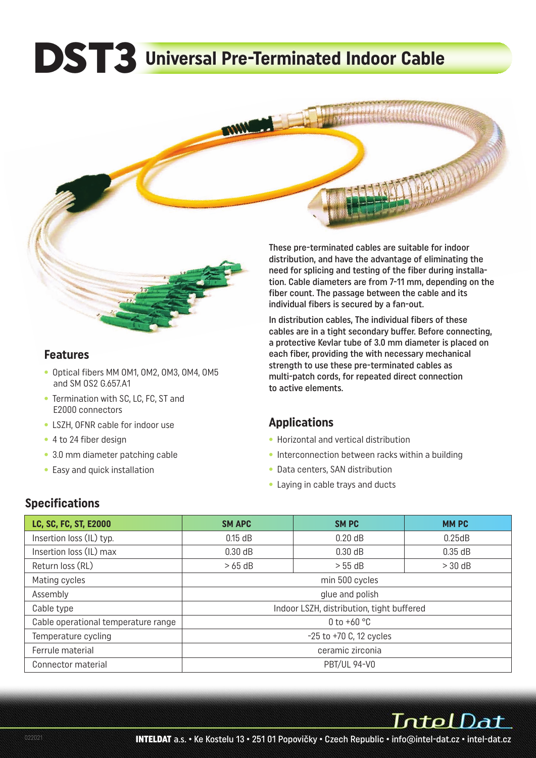# DST3 Universal Pre-Terminated Indoor Cable

These pre-terminated cables are suitable for indoor distribution, and have the advantage of eliminating the need for splicing and testing of the fiber during installation. Cable diameters are from 7-11 mm, depending on the fiber count. The passage between the cable and its individual fibers is secured by a fan-out.

In distribution cables, The individual fibers of these cables are in a tight secondary buffer. Before connecting, a protective Kevlar tube of 3.0 mm diameter is placed on each fiber, providing the with necessary mechanical strength to use these pre-terminated cables as multi-patch cords, for repeated direct connection to active elements.

## Features

- Optical fibers MM OM1, OM2, OM3, OM4, OM5 and SM OS2 G.657.A1
- Termination with SC, LC, FC, ST and E2000 connectors
- LSZH, OFNR cable for indoor use
- 4 to 24 fiber design
- 3.0 mm diameter patching cable
- Easy and quick installation

## Applications

- Horizontal and vertical distribution
- Interconnection between racks within a building
- Data centers, SAN distribution
- Laying in cable trays and ducts

## Specifications

| LC, SC, FC, ST, E2000 | SM APC | SM PC | MM PC |
|---|---|---|---|
| Insertion loss (IL) typ. | 0.15 dB | 0.20 dB | 0.25dB |
| Insertion loss (IL) max | 0.30 dB | 0.30 dB | 0.35 dB |
| Return loss (RL) | > 65 dB | > 55 dB | > 30 dB |
| Mating cycles | min 500 cycles | | |
| Assembly | glue and polish | | |
| Cable type | Indoor LSZH, distribution, tight buffered | | |
| Cable operational temperature range | 0 to +60 °C | | |
| Temperature cycling | -25 to +70 C, 12 cycles | | |
| Ferrule material | ceramic zirconia | | |
| Connector material | PBT/UL 94-V0 | | |

**INTELDAT** a.s. • Ke Kostelu 13 • 251 01 Popovičky • Czech Republic • info@intel-dat.cz • intel-dat.cz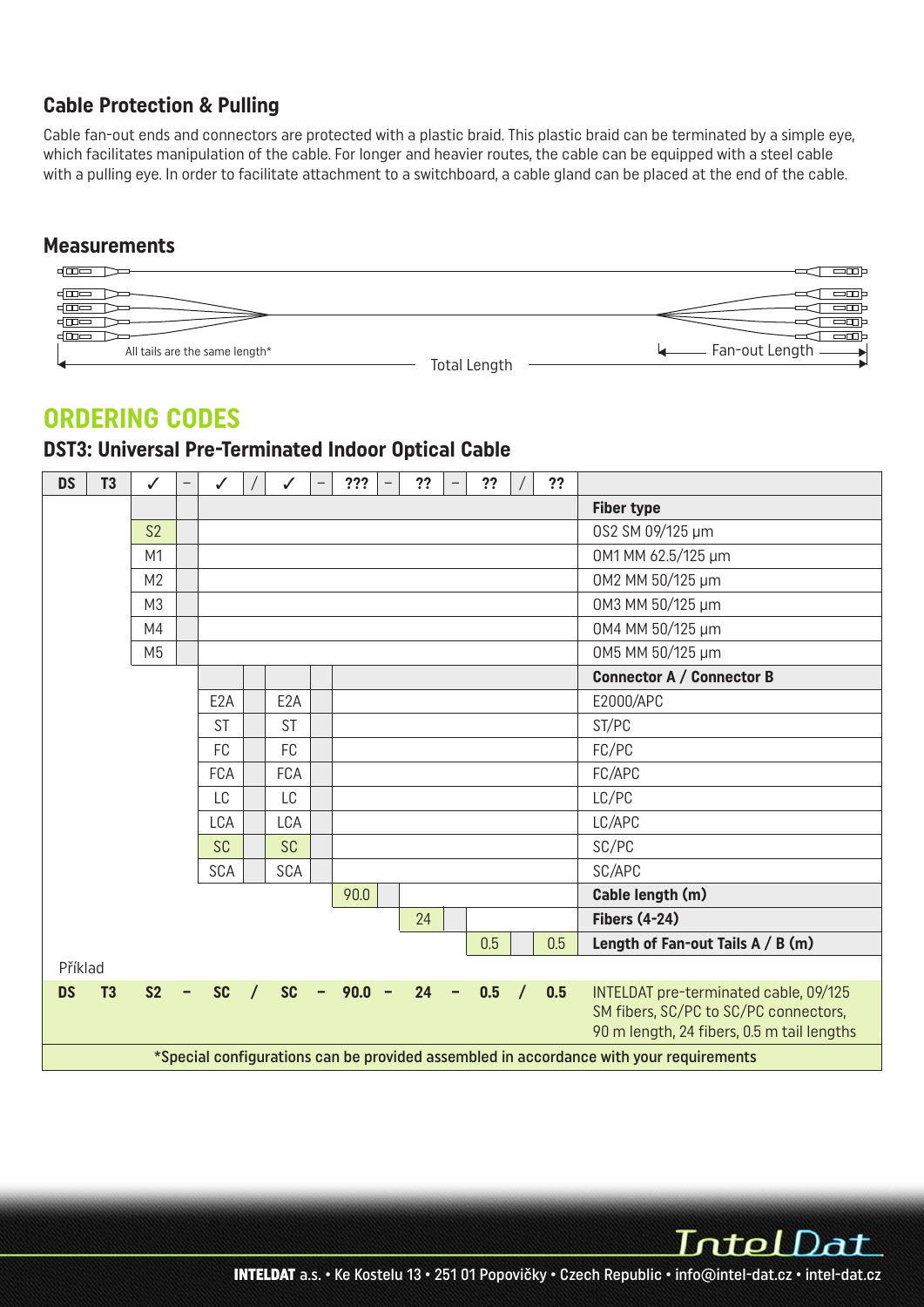### Cable Protection & Pulling

Cable fan-out ends and connectors are protected with a plastic braid. This plastic braid can be terminated by a simple eye, which facilitates manipulation of the cable. For longer and heavier routes, the cable can be equipped with a steel cable with a pulling eye. In order to facilitate attachment to a switchboard, a cable gland can be placed at the end of the cable.

### Measurements

All tails are the same length*

Total Length

Fan-out Length

## ORDERING CODES

### DST3: Universal Pre-Terminated Indoor Optical Cable

| DS | T3 | ✓ | – | ✓ | / | ✓ | – | ??? | – | ?? | – | ?? | / | ?? | |
|---|---|---|---|---|---|---|---|---|---|---|---|---|---|---|---|
| | | | | | | | | | | | | | | | **Fiber type** |
| | | S2 | | | | | | | | | | | | | OS2 SM 09/125 µm |
| | | M1 | | | | | | | | | | | | | OM1 MM 62.5/125 µm |
| | | M2 | | | | | | | | | | | | | OM2 MM 50/125 µm |
| | | M3 | | | | | | | | | | | | | OM3 MM 50/125 µm |
| | | M4 | | | | | | | | | | | | | OM4 MM 50/125 µm |
| | | M5 | | | | | | | | | | | | | OM5 MM 50/125 µm |
| | | | | | | | | | | | | | | | **Connector A / Connector B** |
| | | | | E2A | | E2A | | | | | | | | | E2000/APC |
| | | | | ST | | ST | | | | | | | | | ST/PC |
| | | | | FC | | FC | | | | | | | | | FC/PC |
| | | | | FCA | | FCA | | | | | | | | | FC/APC |
| | | | | LC | | LC | | | | | | | | | LC/PC |
| | | | | LCA | | LCA | | | | | | | | | LC/APC |
| | | | | SC | | SC | | | | | | | | | SC/PC |
| | | | | SCA | | SCA | | | | | | | | | SC/APC |
| | | | | | | | | 90.0 | | | | | | | **Cable length (m)** |
| | | | | | | | | | | 24 | | | | | **Fibers (4-24)** |
| | | | | | | | | | | | | 0.5 | | 0.5 | **Length of Fan-out Tails A / B (m)** |
| Příklad | | | | | | | | | | | | | | | |
| **DS** | **T3** | **S2** | **–** | **SC** | **/** | **SC** | **–** | **90.0** | **–** | **24** | **–** | **0.5** | **/** | **0.5** | INTELDAT pre-terminated cable, 09/125 SM fibers, SC/PC to SC/PC connectors, 90 m length, 24 fibers, 0.5 m tail lengths |

**\*Special configurations can be provided assembled in accordance with your requirements**

**INTELDAT** a.s. • Ke Kostelu 13 • 251 01 Popovičky • Czech Republic • info@intel-dat.cz • intel-dat.cz